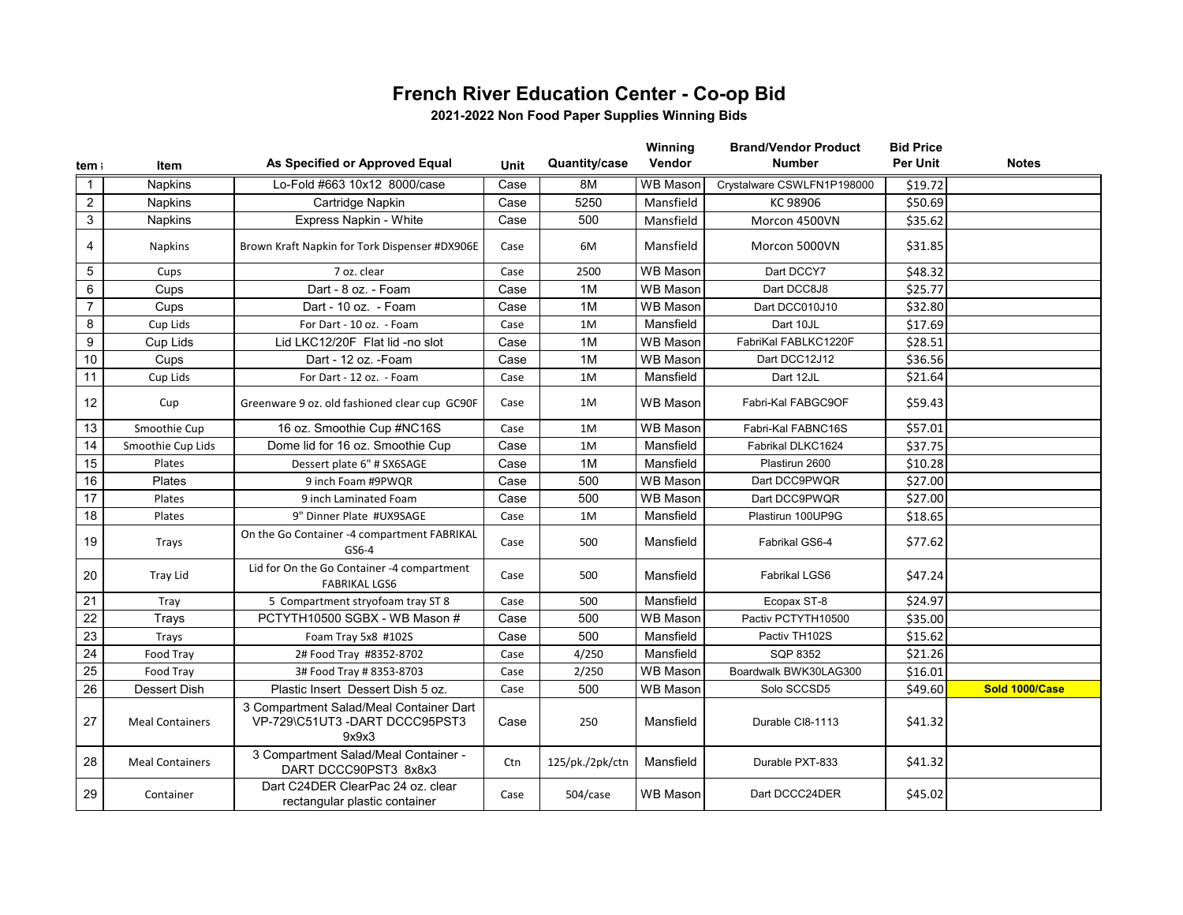# French River Education Center - Co-op Bid

## 2021-2022 Non Food Paper Supplies Winning Bids

| tem # | Item | As Specified or Approved Equal | Unit | Quantity/case | Winning Vendor | Brand/Vendor Product Number | Bid Price Per Unit | Notes |
|---|---|---|---|---|---|---|---|---|
| 1 | Napkins | Lo-Fold #663 10x12 8000/case | Case | 8M | WB Mason | Crystalware CSWLFN1P198000 | $19.72 | |
| 2 | Napkins | Cartridge Napkin | Case | 5250 | Mansfield | KC 98906 | $50.69 | |
| 3 | Napkins | Express Napkin - White | Case | 500 | Mansfield | Morcon 4500VN | $35.62 | |
| 4 | Napkins | Brown Kraft Napkin for Tork Dispenser #DX906E | Case | 6M | Mansfield | Morcon 5000VN | $31.85 | |
| 5 | Cups | 7 oz. clear | Case | 2500 | WB Mason | Dart DCCY7 | $48.32 | |
| 6 | Cups | Dart - 8 oz. - Foam | Case | 1M | WB Mason | Dart DCC8J8 | $25.77 | |
| 7 | Cups | Dart - 10 oz. - Foam | Case | 1M | WB Mason | Dart DCC010J10 | $32.80 | |
| 8 | Cup Lids | For Dart - 10 oz. - Foam | Case | 1M | Mansfield | Dart 10JL | $17.69 | |
| 9 | Cup Lids | Lid LKC12/20F Flat lid -no slot | Case | 1M | WB Mason | FabriKal FABLKC1220F | $28.51 | |
| 10 | Cups | Dart - 12 oz. -Foam | Case | 1M | WB Mason | Dart DCC12J12 | $36.56 | |
| 11 | Cup Lids | For Dart - 12 oz. - Foam | Case | 1M | Mansfield | Dart 12JL | $21.64 | |
| 12 | Cup | Greenware 9 oz. old fashioned clear cup GC90F | Case | 1M | WB Mason | Fabri-Kal FABGC9OF | $59.43 | |
| 13 | Smoothie Cup | 16 oz. Smoothie Cup #NC16S | Case | 1M | WB Mason | Fabri-Kal FABNC16S | $57.01 | |
| 14 | Smoothie Cup Lids | Dome lid for 16 oz. Smoothie Cup | Case | 1M | Mansfield | Fabrikal DLKC1624 | $37.75 | |
| 15 | Plates | Dessert plate 6" # SX6SAGE | Case | 1M | Mansfield | Plastirun 2600 | $10.28 | |
| 16 | Plates | 9 inch Foam #9PWQR | Case | 500 | WB Mason | Dart DCC9PWQR | $27.00 | |
| 17 | Plates | 9 inch Laminated Foam | Case | 500 | WB Mason | Dart DCC9PWQR | $27.00 | |
| 18 | Plates | 9" Dinner Plate #UX9SAGE | Case | 1M | Mansfield | Plastirun 100UP9G | $18.65 | |
| 19 | Trays | On the Go Container -4 compartment FABRIKAL GS6-4 | Case | 500 | Mansfield | Fabrikal GS6-4 | $77.62 | |
| 20 | Tray Lid | Lid for On the Go Container -4 compartment FABRIKAL LGS6 | Case | 500 | Mansfield | Fabrikal LGS6 | $47.24 | |
| 21 | Tray | 5 Compartment stryofoam tray ST 8 | Case | 500 | Mansfield | Ecopax ST-8 | $24.97 | |
| 22 | Trays | PCTYTH10500 SGBX - WB Mason # | Case | 500 | WB Mason | Pactiv PCTYTH10500 | $35.00 | |
| 23 | Trays | Foam Tray 5x8 #102S | Case | 500 | Mansfield | Pactiv TH102S | $15.62 | |
| 24 | Food Tray | 2# Food Tray #8352-8702 | Case | 4/250 | Mansfield | SQP 8352 | $21.26 | |
| 25 | Food Tray | 3# Food Tray # 8353-8703 | Case | 2/250 | WB Mason | Boardwalk BWK30LAG300 | $16.01 | |
| 26 | Dessert Dish | Plastic Insert Dessert Dish 5 oz. | Case | 500 | WB Mason | Solo SCCSD5 | $49.60 | **Sold 1000/Case** |
| 27 | Meal Containers | 3 Compartment Salad/Meal Container Dart VP-729\C51UT3 -DART DCCC95PST3 9x9x3 | Case | 250 | Mansfield | Durable CI8-1113 | $41.32 | |
| 28 | Meal Containers | 3 Compartment Salad/Meal Container - DART DCCC90PST3 8x8x3 | Ctn | 125/pk./2pk/ctn | Mansfield | Durable PXT-833 | $41.32 | |
| 29 | Container | Dart C24DER ClearPac 24 oz. clear rectangular plastic container | Case | 504/case | WB Mason | Dart DCCC24DER | $45.02 | |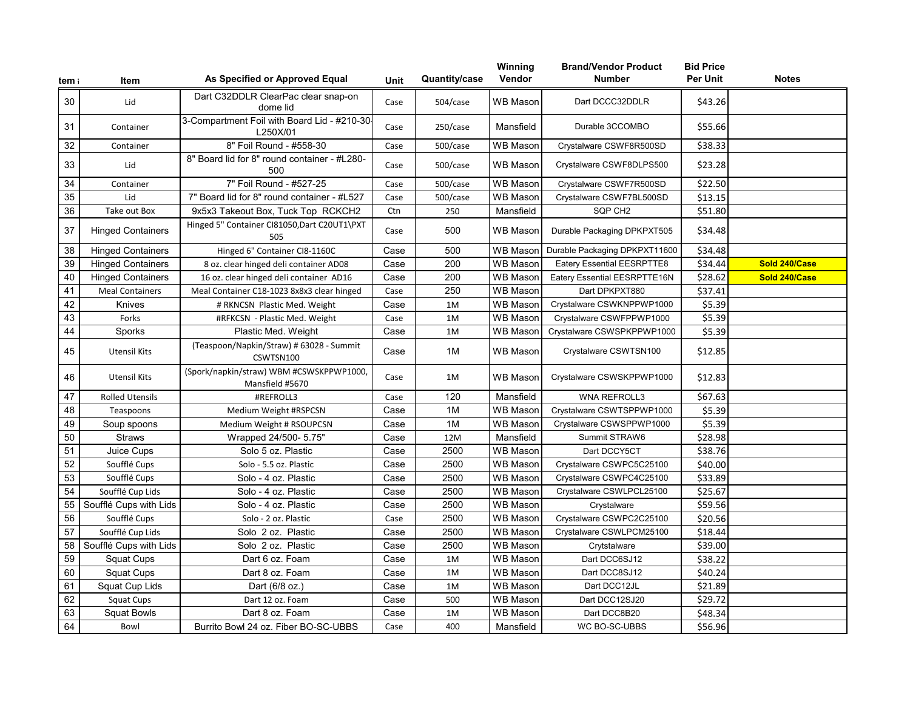| tem # | Item | As Specified or Approved Equal | Unit | Quantity/case | Winning Vendor | Brand/Vendor Product Number | Bid Price Per Unit | Notes |
|---|---|---|---|---|---|---|---|---|
| 30 | Lid | Dart C32DDLR ClearPac clear snap-on dome lid | Case | 504/case | WB Mason | Dart DCCC32DDLR | $43.26 | |
| 31 | Container | 3-Compartment Foil with Board Lid - #210-30-L250X/01 | Case | 250/case | Mansfield | Durable 3CCOMBO | $55.66 | |
| 32 | Container | 8" Foil Round - #558-30 | Case | 500/case | WB Mason | Crystalware CSWF8R500SD | $38.33 | |
| 33 | Lid | 8" Board lid for 8" round container - #L280-500 | Case | 500/case | WB Mason | Crystalware CSWF8DLPS500 | $23.28 | |
| 34 | Container | 7" Foil Round - #527-25 | Case | 500/case | WB Mason | Crystalware CSWF7R500SD | $22.50 | |
| 35 | Lid | 7" Board lid for 8" round container - #L527 | Case | 500/case | WB Mason | Crystalware CSWF7BL500SD | $13.15 | |
| 36 | Take out Box | 9x5x3 Takeout Box, Tuck Top RCKCH2 | Ctn | 250 | Mansfield | SQP CH2 | $51.80 | |
| 37 | Hinged Containers | Hinged 5" Container CI81050,Dart C20UT1\PXT 505 | Case | 500 | WB Mason | Durable Packaging DPKPXT505 | $34.48 | |
| 38 | Hinged Containers | Hinged 6" Container CI8-1160C | Case | 500 | WB Mason | Durable Packaging DPKPXT11600 | $34.48 | |
| 39 | Hinged Containers | 8 oz. clear hinged deli container AD08 | Case | 200 | WB Mason | Eatery Essential EESRPTTE8 | $34.44 | **Sold 240/Case** |
| 40 | Hinged Containers | 16 oz. clear hinged deli container AD16 | Case | 200 | WB Mason | Eatery Essential EESRPTTE16N | $28.62 | **Sold 240/Case** |
| 41 | Meal Containers | Meal Container C18-1023 8x8x3 clear hinged | Case | 250 | WB Mason | Dart DPKPXT880 | $37.41 | |
| 42 | Knives | # RKNCSN Plastic Med. Weight | Case | 1M | WB Mason | Crystalware CSWKNPPWP1000 | $5.39 | |
| 43 | Forks | #RFKCSN - Plastic Med. Weight | Case | 1M | WB Mason | Crystalware CSWFPPWP1000 | $5.39 | |
| 44 | Sporks | Plastic Med. Weight | Case | 1M | WB Mason | Crystalware CSWSPKPPWP1000 | $5.39 | |
| 45 | Utensil Kits | (Teaspoon/Napkin/Straw) # 63028 - Summit CSWTSN100 | Case | 1M | WB Mason | Crystalware CSWTSN100 | $12.85 | |
| 46 | Utensil Kits | (Spork/napkin/straw) WBM #CSWSKPPWP1000, Mansfield #5670 | Case | 1M | WB Mason | Crystalware CSWSKPPWP1000 | $12.83 | |
| 47 | Rolled Utensils | #REFROLL3 | Case | 120 | Mansfield | WNA REFROLL3 | $67.63 | |
| 48 | Teaspoons | Medium Weight #RSPCSN | Case | 1M | WB Mason | Crystalware CSWTSPPWP1000 | $5.39 | |
| 49 | Soup spoons | Medium Weight # RSOUPCSN | Case | 1M | WB Mason | Crystalware CSWSPPWP1000 | $5.39 | |
| 50 | Straws | Wrapped 24/500- 5.75" | Case | 12M | Mansfield | Summit STRAW6 | $28.98 | |
| 51 | Juice Cups | Solo 5 oz. Plastic | Case | 2500 | WB Mason | Dart DCCY5CT | $38.76 | |
| 52 | Soufflé Cups | Solo - 5.5 oz. Plastic | Case | 2500 | WB Mason | Crystalware CSWPC5C25100 | $40.00 | |
| 53 | Soufflé Cups | Solo - 4 oz. Plastic | Case | 2500 | WB Mason | Crystalware CSWPC4C25100 | $33.89 | |
| 54 | Soufflé Cup Lids | Solo - 4 oz. Plastic | Case | 2500 | WB Mason | Crystalware CSWLPCL25100 | $25.67 | |
| 55 | Soufflé Cups with Lids | Solo - 4 oz. Plastic | Case | 2500 | WB Mason | Crystalware | $59.56 | |
| 56 | Soufflé Cups | Solo - 2 oz. Plastic | Case | 2500 | WB Mason | Crystalware CSWPC2C25100 | $20.56 | |
| 57 | Soufflé Cup Lids | Solo 2 oz. Plastic | Case | 2500 | WB Mason | Crystalware CSWLPCM25100 | $18.44 | |
| 58 | Soufflé Cups with Lids | Solo 2 oz. Plastic | Case | 2500 | WB Mason | Crytstalware | $39.00 | |
| 59 | Squat Cups | Dart 6 oz. Foam | Case | 1M | WB Mason | Dart DCC6SJ12 | $38.22 | |
| 60 | Squat Cups | Dart 8 oz. Foam | Case | 1M | WB Mason | Dart DCC8SJ12 | $40.24 | |
| 61 | Squat Cup Lids | Dart (6/8 oz.) | Case | 1M | WB Mason | Dart DCC12JL | $21.89 | |
| 62 | Squat Cups | Dart 12 oz. Foam | Case | 500 | WB Mason | Dart DCC12SJ20 | $29.72 | |
| 63 | Squat Bowls | Dart 8 oz. Foam | Case | 1M | WB Mason | Dart DCC8B20 | $48.34 | |
| 64 | Bowl | Burrito Bowl 24 oz. Fiber BO-SC-UBBS | Case | 400 | Mansfield | WC BO-SC-UBBS | $56.96 | |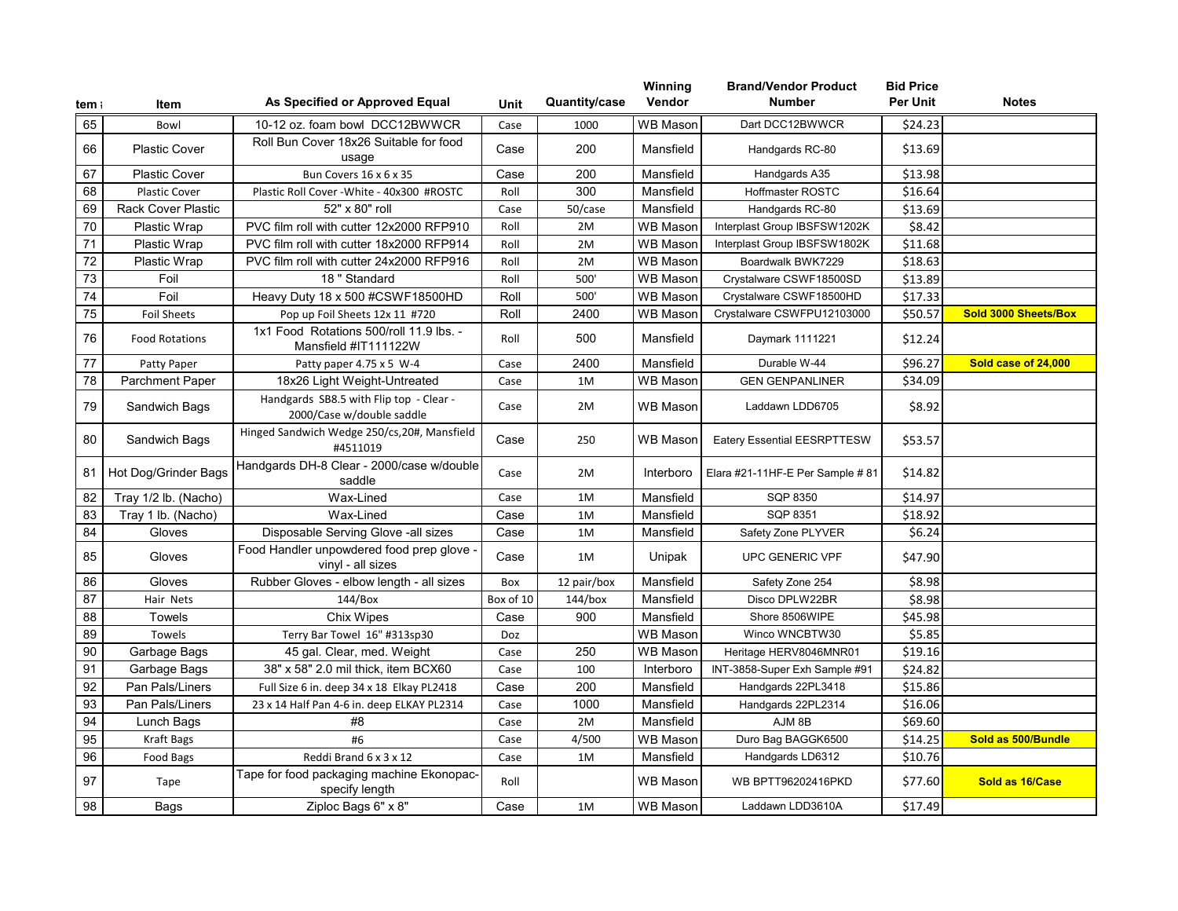| tem # | Item | As Specified or Approved Equal | Unit | Quantity/case | Winning Vendor | Brand/Vendor Product Number | Bid Price Per Unit | Notes |
|---|---|---|---|---|---|---|---|---|
| 65 | Bowl | 10-12 oz. foam bowl DCC12BWWCR | Case | 1000 | WB Mason | Dart DCC12BWWCR | $24.23 | |
| 66 | Plastic Cover | Roll Bun Cover 18x26 Suitable for food usage | Case | 200 | Mansfield | Handgards RC-80 | $13.69 | |
| 67 | Plastic Cover | Bun Covers 16 x 6 x 35 | Case | 200 | Mansfield | Handgards A35 | $13.98 | |
| 68 | Plastic Cover | Plastic Roll Cover -White - 40x300 #ROSTC | Roll | 300 | Mansfield | Hoffmaster ROSTC | $16.64 | |
| 69 | Rack Cover Plastic | 52" x 80" roll | Case | 50/case | Mansfield | Handgards RC-80 | $13.69 | |
| 70 | Plastic Wrap | PVC film roll with cutter 12x2000 RFP910 | Roll | 2M | WB Mason | Interplast Group IBSFSW1202K | $8.42 | |
| 71 | Plastic Wrap | PVC film roll with cutter 18x2000 RFP914 | Roll | 2M | WB Mason | Interplast Group IBSFSW1802K | $11.68 | |
| 72 | Plastic Wrap | PVC film roll with cutter 24x2000 RFP916 | Roll | 2M | WB Mason | Boardwalk BWK7229 | $18.63 | |
| 73 | Foil | 18 " Standard | Roll | 500' | WB Mason | Crystalware CSWF18500SD | $13.89 | |
| 74 | Foil | Heavy Duty 18 x 500 #CSWF18500HD | Roll | 500' | WB Mason | Crystalware CSWF18500HD | $17.33 | |
| 75 | Foil Sheets | Pop up Foil Sheets 12x 11 #720 | Roll | 2400 | WB Mason | Crystalware CSWFPU12103000 | $50.57 | Sold 3000 Sheets/Box |
| 76 | Food Rotations | 1x1 Food Rotations 500/roll 11.9 lbs. - Mansfield #IT111122W | Roll | 500 | Mansfield | Daymark 1111221 | $12.24 | |
| 77 | Patty Paper | Patty paper 4.75 x 5 W-4 | Case | 2400 | Mansfield | Durable W-44 | $96.27 | Sold case of 24,000 |
| 78 | Parchment Paper | 18x26 Light Weight-Untreated | Case | 1M | WB Mason | GEN GENPANLINER | $34.09 | |
| 79 | Sandwich Bags | Handgards SB8.5 with Flip top - Clear - 2000/Case w/double saddle | Case | 2M | WB Mason | Laddawn LDD6705 | $8.92 | |
| 80 | Sandwich Bags | Hinged Sandwich Wedge 250/cs,20#, Mansfield #4511019 | Case | 250 | WB Mason | Eatery Essential EESRPTTESW | $53.57 | |
| 81 | Hot Dog/Grinder Bags | Handgards DH-8 Clear - 2000/case w/double saddle | Case | 2M | Interboro | Elara #21-11HF-E Per Sample # 81 | $14.82 | |
| 82 | Tray 1/2 lb. (Nacho) | Wax-Lined | Case | 1M | Mansfield | SQP 8350 | $14.97 | |
| 83 | Tray 1 lb. (Nacho) | Wax-Lined | Case | 1M | Mansfield | SQP 8351 | $18.92 | |
| 84 | Gloves | Disposable Serving Glove -all sizes | Case | 1M | Mansfield | Safety Zone PLYVER | $6.24 | |
| 85 | Gloves | Food Handler unpowdered food prep glove - vinyl - all sizes | Case | 1M | Unipak | UPC GENERIC VPF | $47.90 | |
| 86 | Gloves | Rubber Gloves - elbow length - all sizes | Box | 12 pair/box | Mansfield | Safety Zone 254 | $8.98 | |
| 87 | Hair Nets | 144/Box | Box of 10 | 144/box | Mansfield | Disco DPLW22BR | $8.98 | |
| 88 | Towels | Chix Wipes | Case | 900 | Mansfield | Shore 8506WIPE | $45.98 | |
| 89 | Towels | Terry Bar Towel 16" #313sp30 | Doz | | WB Mason | Winco WNCBTW30 | $5.85 | |
| 90 | Garbage Bags | 45 gal. Clear, med. Weight | Case | 250 | WB Mason | Heritage HERV8046MNR01 | $19.16 | |
| 91 | Garbage Bags | 38" x 58" 2.0 mil thick, item BCX60 | Case | 100 | Interboro | INT-3858-Super Exh Sample #91 | $24.82 | |
| 92 | Pan Pals/Liners | Full Size 6 in. deep 34 x 18 Elkay PL2418 | Case | 200 | Mansfield | Handgards 22PL3418 | $15.86 | |
| 93 | Pan Pals/Liners | 23 x 14 Half Pan 4-6 in. deep ELKAY PL2314 | Case | 1000 | Mansfield | Handgards 22PL2314 | $16.06 | |
| 94 | Lunch Bags | #8 | Case | 2M | Mansfield | AJM 8B | $69.60 | |
| 95 | Kraft Bags | #6 | Case | 4/500 | WB Mason | Duro Bag BAGGK6500 | $14.25 | Sold as 500/Bundle |
| 96 | Food Bags | Reddi Brand 6 x 3 x 12 | Case | 1M | Mansfield | Handgards LD6312 | $10.76 | |
| 97 | Tape | Tape for food packaging machine Ekonopac- specify length | Roll | | WB Mason | WB BPTT96202416PKD | $77.60 | Sold as 16/Case |
| 98 | Bags | Ziploc Bags 6" x 8" | Case | 1M | WB Mason | Laddawn LDD3610A | $17.49 | |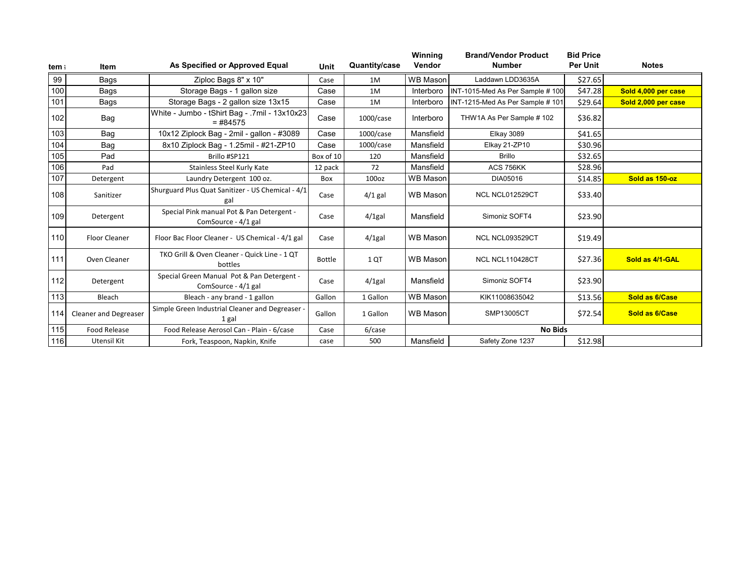| tem i | Item | As Specified or Approved Equal | Unit | Quantity/case | Winning Vendor | Brand/Vendor Product Number | Bid Price Per Unit | Notes |
|---|---|---|---|---|---|---|---|---|
| 99 | Bags | Ziploc Bags 8" x 10" | Case | 1M | WB Mason | Laddawn LDD3635A | $27.65 | |
| 100 | Bags | Storage Bags - 1 gallon size | Case | 1M | Interboro | INT-1015-Med As Per Sample # 100 | $47.28 | **Sold 4,000 per case** |
| 101 | Bags | Storage Bags - 2 gallon size 13x15 | Case | 1M | Interboro | INT-1215-Med As Per Sample # 101 | $29.64 | **Sold 2,000 per case** |
| 102 | Bag | White - Jumbo - tShirt Bag - .7mil - 13x10x23 = #84575 | Case | 1000/case | Interboro | THW1A As Per Sample # 102 | $36.82 | |
| 103 | Bag | 10x12 Ziplock Bag - 2mil - gallon - #3089 | Case | 1000/case | Mansfield | Elkay 3089 | $41.65 | |
| 104 | Bag | 8x10 Ziplock Bag - 1.25mil - #21-ZP10 | Case | 1000/case | Mansfield | Elkay 21-ZP10 | $30.96 | |
| 105 | Pad | Brillo #SP121 | Box of 10 | 120 | Mansfield | Brillo | $32.65 | |
| 106 | Pad | Stainless Steel Kurly Kate | 12 pack | 72 | Mansfield | ACS 756KK | $28.96 | |
| 107 | Detergent | Laundry Detergent 100 oz. | Box | 100oz | WB Mason | DIA05016 | $14.85 | **Sold as 150-oz** |
| 108 | Sanitizer | Shurguard Plus Quat Sanitizer - US Chemical - 4/1 gal | Case | 4/1 gal | WB Mason | NCL NCL012529CT | $33.40 | |
| 109 | Detergent | Special Pink manual Pot & Pan Detergent - ComSource - 4/1 gal | Case | 4/1gal | Mansfield | Simoniz SOFT4 | $23.90 | |
| 110 | Floor Cleaner | Floor Bac Floor Cleaner - US Chemical - 4/1 gal | Case | 4/1gal | WB Mason | NCL NCL093529CT | $19.49 | |
| 111 | Oven Cleaner | TKO Grill & Oven Cleaner - Quick Line - 1 QT bottles | Bottle | 1 QT | WB Mason | NCL NCL110428CT | $27.36 | **Sold as 4/1-GAL** |
| 112 | Detergent | Special Green Manual Pot & Pan Detergent - ComSource - 4/1 gal | Case | 4/1gal | Mansfield | Simoniz SOFT4 | $23.90 | |
| 113 | Bleach | Bleach - any brand - 1 gallon | Gallon | 1 Gallon | WB Mason | KIK11008635042 | $13.56 | **Sold as 6/Case** |
| 114 | Cleaner and Degreaser | Simple Green Industrial Cleaner and Degreaser - 1 gal | Gallon | 1 Gallon | WB Mason | SMP13005CT | $72.54 | **Sold as 6/Case** |
| 115 | Food Release | Food Release Aerosol Can - Plain - 6/case | Case | 6/case | **No Bids** | | | |
| 116 | Utensil Kit | Fork, Teaspoon, Napkin, Knife | case | 500 | Mansfield | Safety Zone 1237 | $12.98 | |